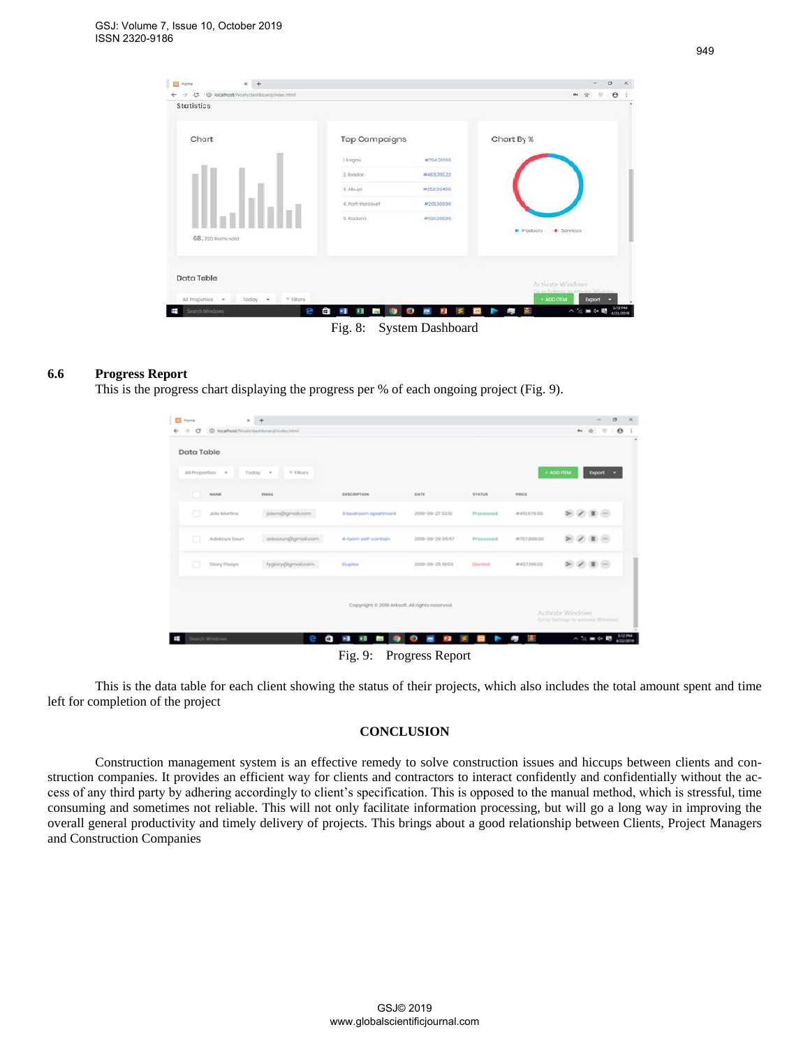Fig. 8: System Dashboard

### 6.6 Progress Report

This is the progress chart displaying the progress per % of each ongoing project (Fig. 9).

Fig. 9: Progress Report

This is the data table for each client showing the status of their projects, which also includes the total amount spent and time left for completion of the project

## CONCLUSION

Construction management system is an effective remedy to solve construction issues and hiccups between clients and construction companies. It provides an efficient way for clients and contractors to interact confidently and confidentially without the access of any third party by adhering accordingly to client's specification. This is opposed to the manual method, which is stressful, time consuming and sometimes not reliable. This will not only facilitate information processing, but will go a long way in improving the overall general productivity and timely delivery of projects. This brings about a good relationship between Clients, Project Managers and Construction Companies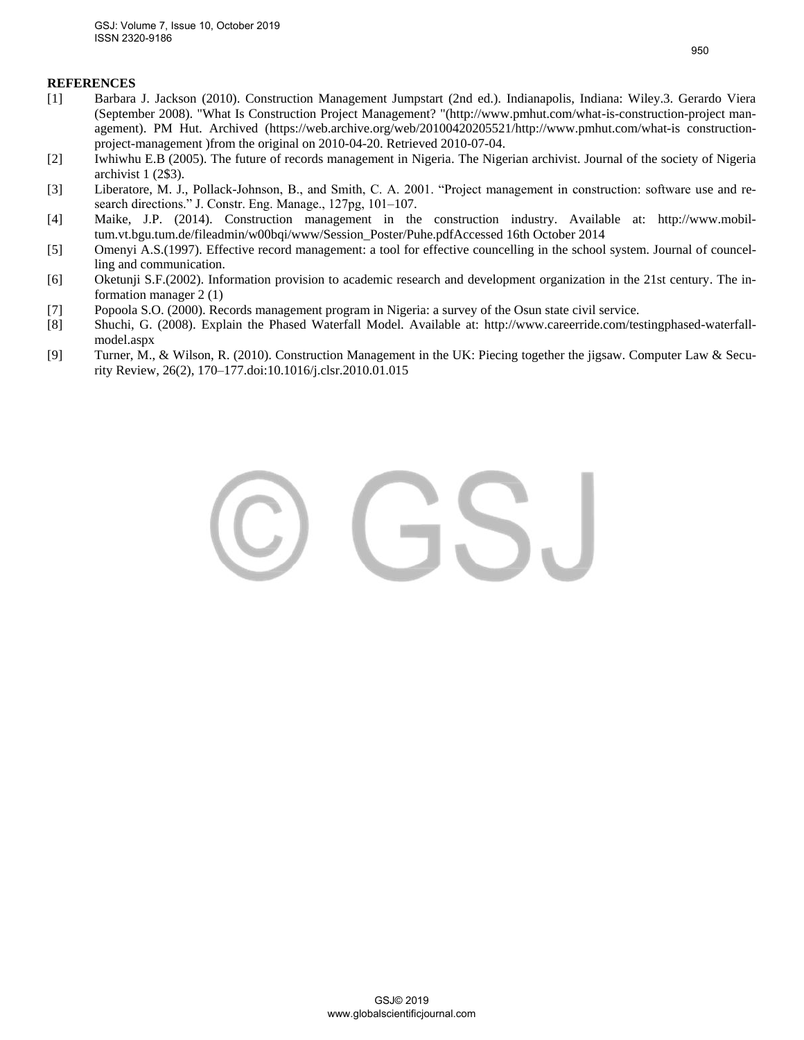**REFERENCES**

[1] Barbara J. Jackson (2010). Construction Management Jumpstart (2nd ed.). Indianapolis, Indiana: Wiley.3. Gerardo Viera (September 2008). "What Is Construction Project Management? "(http://www.pmhut.com/what-is-construction-project management). PM Hut. Archived (https://web.archive.org/web/20100420205521/http://www.pmhut.com/what-is construction-project-management )from the original on 2010-04-20. Retrieved 2010-07-04.

[2] Iwhiwhu E.B (2005). The future of records management in Nigeria. The Nigerian archivist. Journal of the society of Nigeria archivist 1 (2$3).

[3] Liberatore, M. J., Pollack-Johnson, B., and Smith, C. A. 2001. "Project management in construction: software use and research directions." J. Constr. Eng. Manage., 127pg, 101–107.

[4] Maike, J.P. (2014). Construction management in the construction industry. Available at: http://www.mobil-tum.vt.bgu.tum.de/fileadmin/w00bqi/www/Session_Poster/Puhe.pdfAccessed 16th October 2014

[5] Omenyi A.S.(1997). Effective record management: a tool for effective councelling in the school system. Journal of councelling and communication.

[6] Oketunji S.F.(2002). Information provision to academic research and development organization in the 21st century. The information manager 2 (1)

[7] Popoola S.O. (2000). Records management program in Nigeria: a survey of the Osun state civil service.

[8] Shuchi, G. (2008). Explain the Phased Waterfall Model. Available at: http://www.careerride.com/testingphased-waterfall-model.aspx

[9] Turner, M., & Wilson, R. (2010). Construction Management in the UK: Piecing together the jigsaw. Computer Law & Security Review, 26(2), 170–177.doi:10.1016/j.clsr.2010.01.015